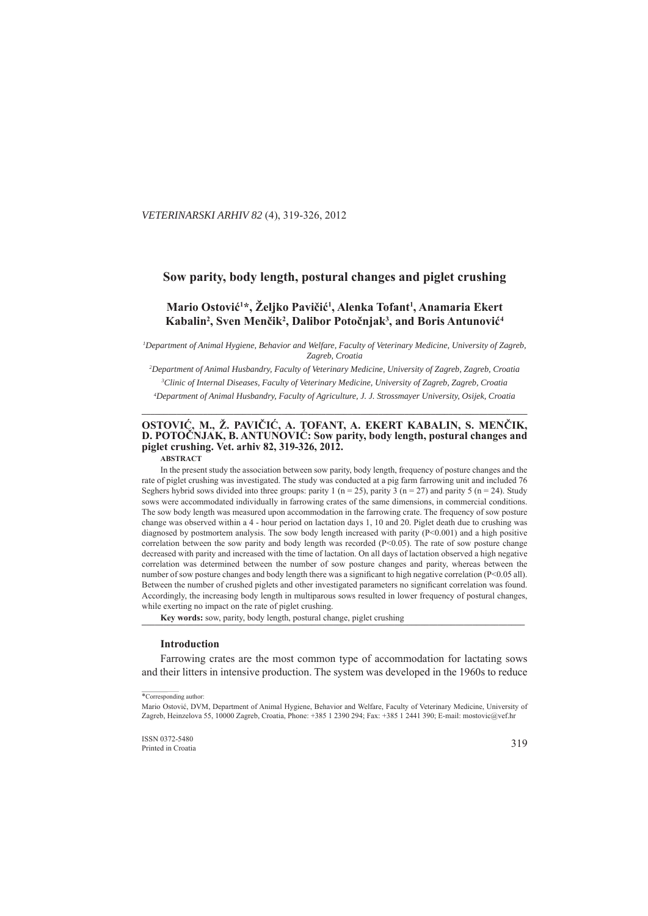# Sow parity, body length, postural changes and piglet crushing

**Mario Ostović[1]*, Željko Pavičić[1], Alenka Tofant[1], Anamaria Ekert Kabalin[2], Sven Menčik[2], Dalibor Potočnjak[3], and Boris Antunović[4]**

*[1]Department of Animal Hygiene, Behavior and Welfare, Faculty of Veterinary Medicine, University of Zagreb, Zagreb, Croatia*

*[2]Department of Animal Husbandry, Faculty of Veterinary Medicine, University of Zagreb, Zagreb, Croatia*

*[3]Clinic of Internal Diseases, Faculty of Veterinary Medicine, University of Zagreb, Zagreb, Croatia*

*[4]Department of Animal Husbandry, Faculty of Agriculture, J. J. Strossmayer University, Osijek, Croatia*

---

**OSTOVIĆ, M., Ž. PAVIČIĆ, A. TOFANT, A. EKERT KABALIN, S. MENČIK, D. POTOČNJAK, B. ANTUNOVIĆ: Sow parity, body length, postural changes and piglet crushing. Vet. arhiv 82, 319-326, 2012.**

**ABSTRACT**

In the present study the association between sow parity, body length, frequency of posture changes and the rate of piglet crushing was investigated. The study was conducted at a pig farm farrowing unit and included 76 Seghers hybrid sows divided into three groups: parity 1 (n = 25), parity 3 (n = 27) and parity 5 (n = 24). Study sows were accommodated individually in farrowing crates of the same dimensions, in commercial conditions. The sow body length was measured upon accommodation in the farrowing crate. The frequency of sow posture change was observed within a 4 - hour period on lactation days 1, 10 and 20. Piglet death due to crushing was diagnosed by postmortem analysis. The sow body length increased with parity ($P<0.001$) and a high positive correlation between the sow parity and body length was recorded ($P<0.05$). The rate of sow posture change decreased with parity and increased with the time of lactation. On all days of lactation observed a high negative correlation was determined between the number of sow posture changes and parity, whereas between the number of sow posture changes and body length there was a significant to high negative correlation ($P<0.05$ all). Between the number of crushed piglets and other investigated parameters no significant correlation was found. Accordingly, the increasing body length in multiparous sows resulted in lower frequency of postural changes, while exerting no impact on the rate of piglet crushing.

**Key words:** sow, parity, body length, postural change, piglet crushing

---

## Introduction

Farrowing crates are the most common type of accommodation for lactating sows and their litters in intensive production. The system was developed in the 1960s to reduce

---

*Corresponding author:

Mario Ostović, DVM, Department of Animal Hygiene, Behavior and Welfare, Faculty of Veterinary Medicine, University of Zagreb, Heinzelova 55, 10000 Zagreb, Croatia, Phone: +385 1 2390 294; Fax: +385 1 2441 390; E-mail: mostovic@vef.hr

ISSN 0372-5480
Printed in Croatia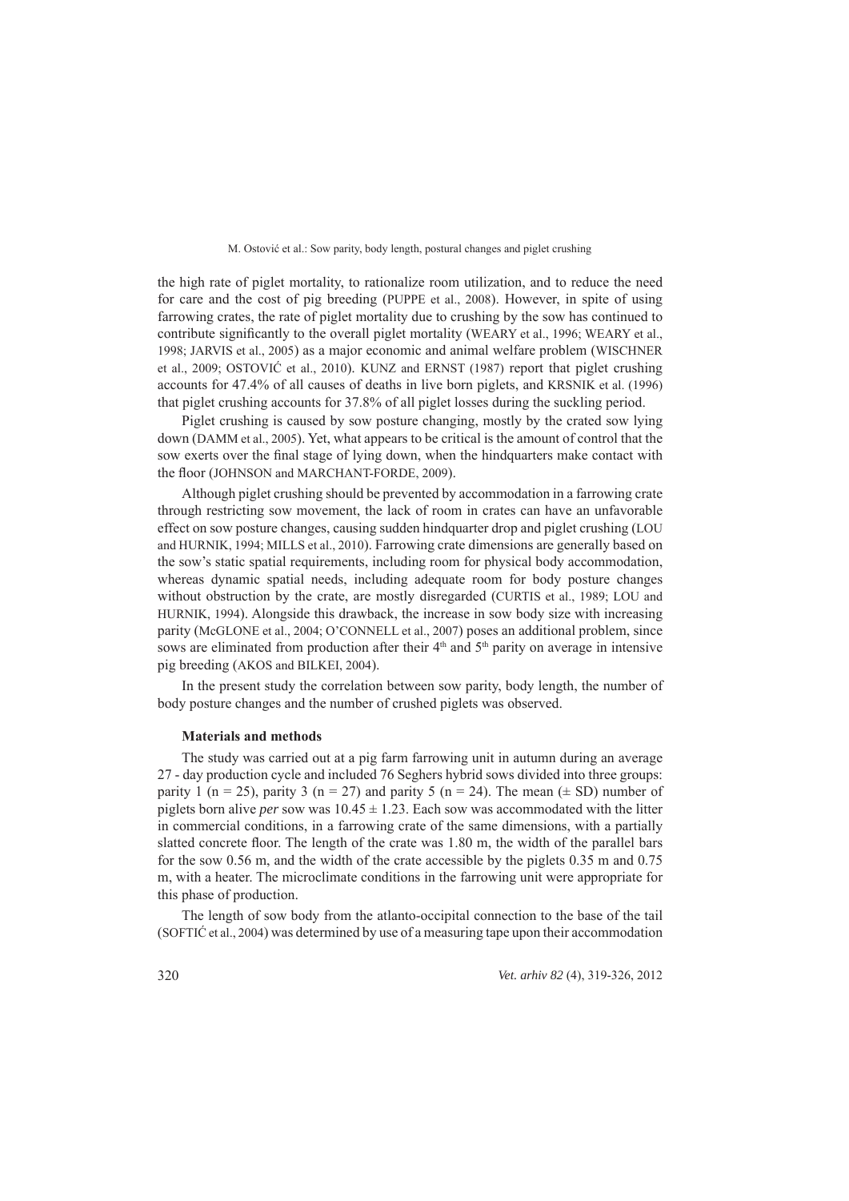the high rate of piglet mortality, to rationalize room utilization, and to reduce the need for care and the cost of pig breeding (PUPPE et al., 2008). However, in spite of using farrowing crates, the rate of piglet mortality due to crushing by the sow has continued to contribute significantly to the overall piglet mortality (WEARY et al., 1996; WEARY et al., 1998; JARVIS et al., 2005) as a major economic and animal welfare problem (WISCHNER et al., 2009; OSTOVIĆ et al., 2010). KUNZ and ERNST (1987) report that piglet crushing accounts for 47.4% of all causes of deaths in live born piglets, and KRSNIK et al. (1996) that piglet crushing accounts for 37.8% of all piglet losses during the suckling period.

Piglet crushing is caused by sow posture changing, mostly by the crated sow lying down (DAMM et al., 2005). Yet, what appears to be critical is the amount of control that the sow exerts over the final stage of lying down, when the hindquarters make contact with the floor (JOHNSON and MARCHANT-FORDE, 2009).

Although piglet crushing should be prevented by accommodation in a farrowing crate through restricting sow movement, the lack of room in crates can have an unfavorable effect on sow posture changes, causing sudden hindquarter drop and piglet crushing (LOU and HURNIK, 1994; MILLS et al., 2010). Farrowing crate dimensions are generally based on the sow's static spatial requirements, including room for physical body accommodation, whereas dynamic spatial needs, including adequate room for body posture changes without obstruction by the crate, are mostly disregarded (CURTIS et al., 1989; LOU and HURNIK, 1994). Alongside this drawback, the increase in sow body size with increasing parity (McGLONE et al., 2004; O'CONNELL et al., 2007) poses an additional problem, since sows are eliminated from production after their 4$^{th}$ and 5$^{th}$ parity on average in intensive pig breeding (AKOS and BILKEI, 2004).

In the present study the correlation between sow parity, body length, the number of body posture changes and the number of crushed piglets was observed.

## Materials and methods

The study was carried out at a pig farm farrowing unit in autumn during an average 27 - day production cycle and included 76 Seghers hybrid sows divided into three groups: parity 1 ($n = 25$), parity 3 ($n = 27$) and parity 5 ($n = 24$). The mean ($\pm$ SD) number of piglets born alive *per* sow was $10.45 \pm 1.23$. Each sow was accommodated with the litter in commercial conditions, in a farrowing crate of the same dimensions, with a partially slatted concrete floor. The length of the crate was 1.80 m, the width of the parallel bars for the sow 0.56 m, and the width of the crate accessible by the piglets 0.35 m and 0.75 m, with a heater. The microclimate conditions in the farrowing unit were appropriate for this phase of production.

The length of sow body from the atlanto-occipital connection to the base of the tail (SOFTIĆ et al., 2004) was determined by use of a measuring tape upon their accommodation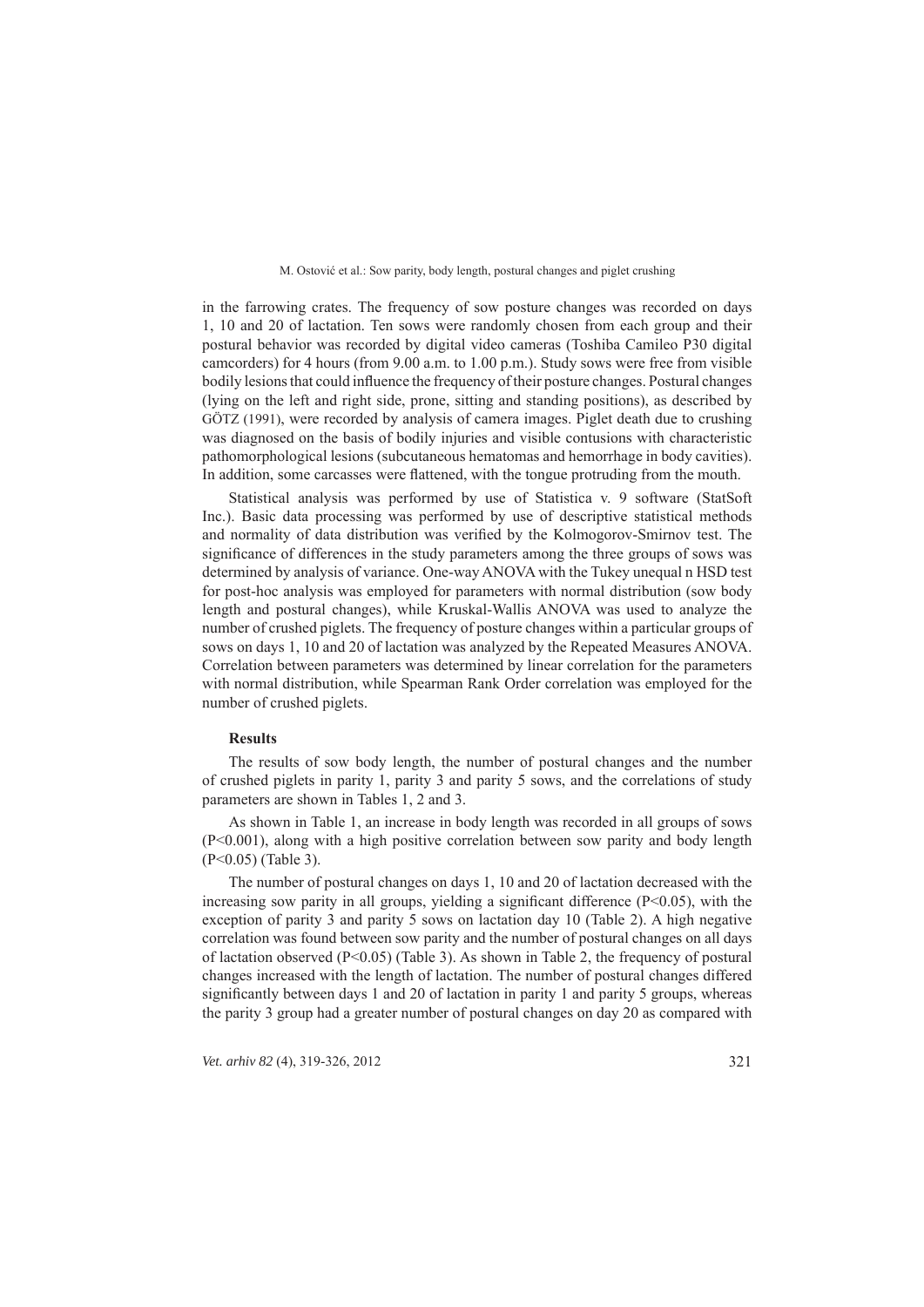in the farrowing crates. The frequency of sow posture changes was recorded on days 1, 10 and 20 of lactation. Ten sows were randomly chosen from each group and their postural behavior was recorded by digital video cameras (Toshiba Camileo P30 digital camcorders) for 4 hours (from 9.00 a.m. to 1.00 p.m.). Study sows were free from visible bodily lesions that could influence the frequency of their posture changes. Postural changes (lying on the left and right side, prone, sitting and standing positions), as described by GÖTZ (1991), were recorded by analysis of camera images. Piglet death due to crushing was diagnosed on the basis of bodily injuries and visible contusions with characteristic pathomorphological lesions (subcutaneous hematomas and hemorrhage in body cavities). In addition, some carcasses were flattened, with the tongue protruding from the mouth.

Statistical analysis was performed by use of Statistica v. 9 software (StatSoft Inc.). Basic data processing was performed by use of descriptive statistical methods and normality of data distribution was verified by the Kolmogorov-Smirnov test. The significance of differences in the study parameters among the three groups of sows was determined by analysis of variance. One-way ANOVA with the Tukey unequal n HSD test for post-hoc analysis was employed for parameters with normal distribution (sow body length and postural changes), while Kruskal-Wallis ANOVA was used to analyze the number of crushed piglets. The frequency of posture changes within a particular groups of sows on days 1, 10 and 20 of lactation was analyzed by the Repeated Measures ANOVA. Correlation between parameters was determined by linear correlation for the parameters with normal distribution, while Spearman Rank Order correlation was employed for the number of crushed piglets.

## Results

The results of sow body length, the number of postural changes and the number of crushed piglets in parity 1, parity 3 and parity 5 sows, and the correlations of study parameters are shown in Tables 1, 2 and 3.

As shown in Table 1, an increase in body length was recorded in all groups of sows ($P<0.001$), along with a high positive correlation between sow parity and body length ($P<0.05$) (Table 3).

The number of postural changes on days 1, 10 and 20 of lactation decreased with the increasing sow parity in all groups, yielding a significant difference ($P<0.05$), with the exception of parity 3 and parity 5 sows on lactation day 10 (Table 2). A high negative correlation was found between sow parity and the number of postural changes on all days of lactation observed ($P<0.05$) (Table 3). As shown in Table 2, the frequency of postural changes increased with the length of lactation. The number of postural changes differed significantly between days 1 and 20 of lactation in parity 1 and parity 5 groups, whereas the parity 3 group had a greater number of postural changes on day 20 as compared with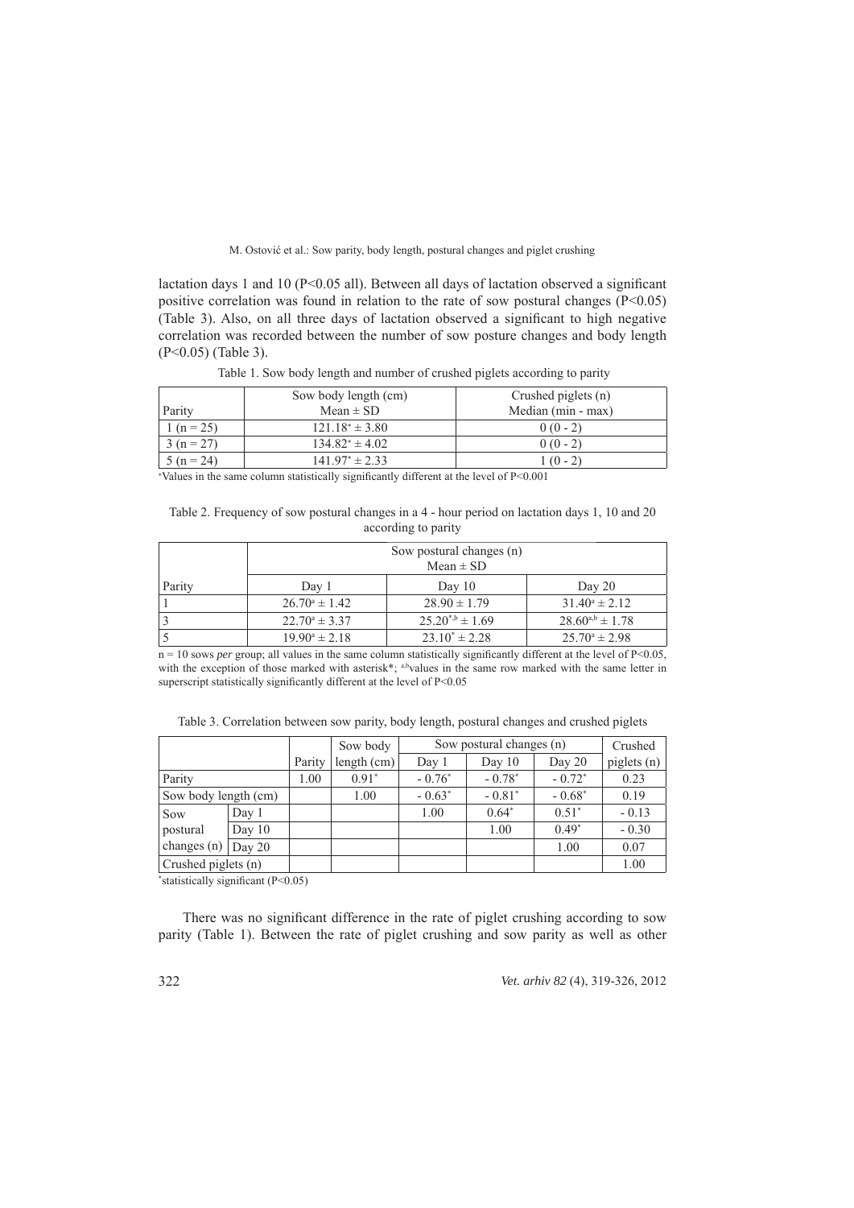lactation days 1 and 10 ($P<0.05$ all). Between all days of lactation observed a significant positive correlation was found in relation to the rate of sow postural changes ($P<0.05$) (Table 3). Also, on all three days of lactation observed a significant to high negative correlation was recorded between the number of sow posture changes and body length ($P<0.05$) (Table 3).

Table 1. Sow body length and number of crushed piglets according to parity

| Parity | Sow body length (cm) Mean ± SD | Crushed piglets (n) Median (min - max) |
|---|---|---|
| 1 (n = 25) | $121.18^{*} \pm 3.80$ | 0 (0 - 2) |
| 3 (n = 27) | $134.82^{*} \pm 4.02$ | 0 (0 - 2) |
| 5 (n = 24) | $141.97^{*} \pm 2.33$ | 1 (0 - 2) |

*Values in the same column statistically significantly different at the level of $P<0.001$

Table 2. Frequency of sow postural changes in a 4 - hour period on lactation days 1, 10 and 20 according to parity

| | Sow postural changes (n) Mean ± SD | | |
|---|---|---|---|
| Parity | Day 1 | Day 10 | Day 20 |
| 1 | $26.70^{a} \pm 1.42$ | $28.90 \pm 1.79$ | $31.40^{a} \pm 2.12$ |
| 3 | $22.70^{a} \pm 3.37$ | $25.20^{*,b} \pm 1.69$ | $28.60^{a,b} \pm 1.78$ |
| 5 | $19.90^{a} \pm 2.18$ | $23.10^{*} \pm 2.28$ | $25.70^{a} \pm 2.98$ |

n = 10 sows *per* group; all values in the same column statistically significantly different at the level of $P<0.05$, with the exception of those marked with asterisk*; a,bvalues in the same row marked with the same letter in superscript statistically significantly different at the level of $P<0.05$

Table 3. Correlation between sow parity, body length, postural changes and crushed piglets

| | | Parity | Sow body length (cm) | Sow postural changes (n) | | | Crushed piglets (n) |
|---|---|---|---|---|---|---|---|
| | | | | Day 1 | Day 10 | Day 20 | |
| Parity | | 1.00 | $0.91^{*}$ | $-0.76^{*}$ | $-0.78^{*}$ | $-0.72^{*}$ | 0.23 |
| Sow body length (cm) | | | 1.00 | $-0.63^{*}$ | $-0.81^{*}$ | $-0.68^{*}$ | 0.19 |
| Sow postural changes (n) | Day 1 | | | 1.00 | $0.64^{*}$ | $0.51^{*}$ | - 0.13 |
| | Day 10 | | | | 1.00 | $0.49^{*}$ | - 0.30 |
| | Day 20 | | | | | 1.00 | 0.07 |
| Crushed piglets (n) | | | | | | | 1.00 |

*statistically significant ($P<0.05$)

There was no significant difference in the rate of piglet crushing according to sow parity (Table 1). Between the rate of piglet crushing and sow parity as well as other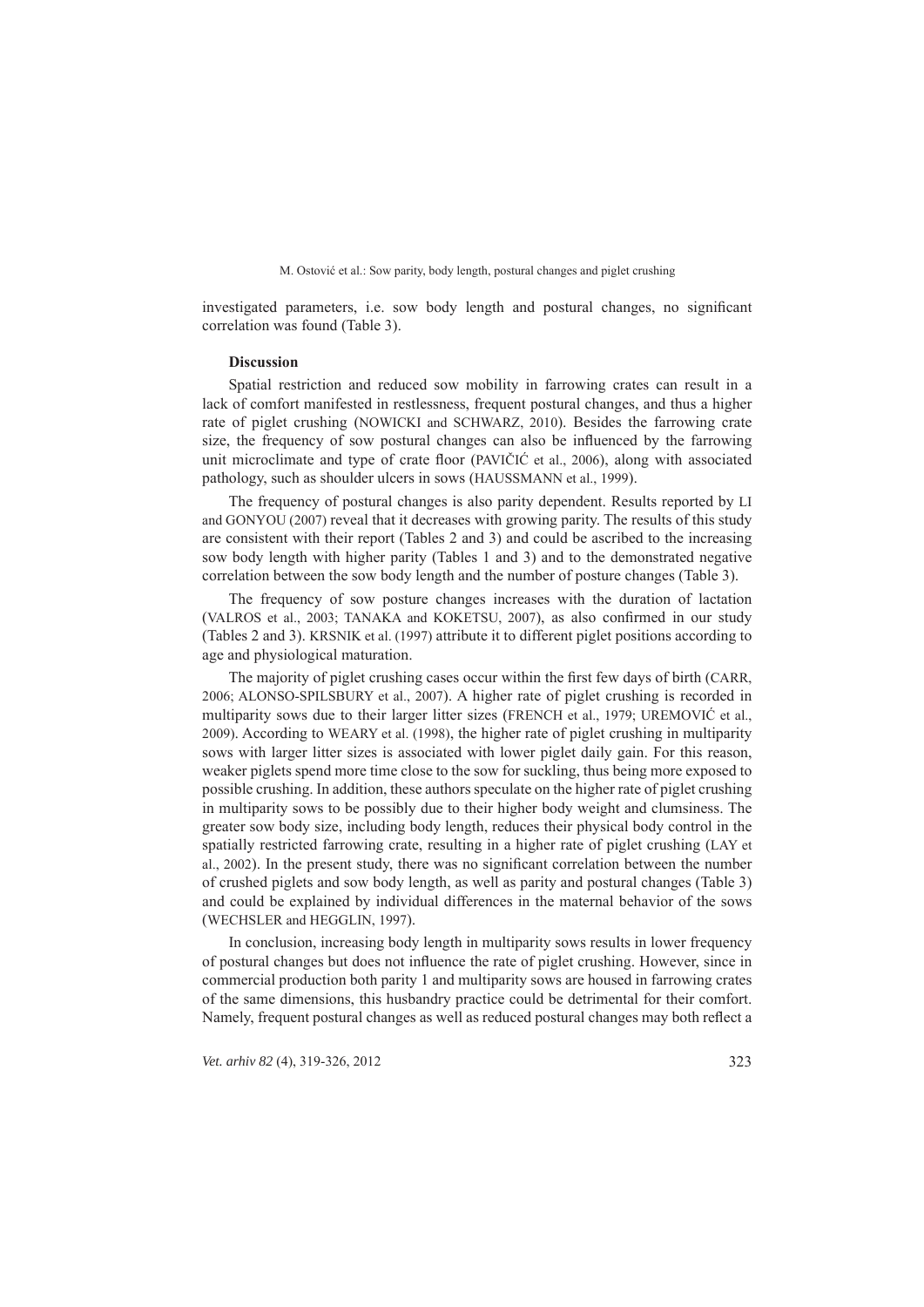investigated parameters, i.e. sow body length and postural changes, no significant correlation was found (Table 3).

## Discussion

Spatial restriction and reduced sow mobility in farrowing crates can result in a lack of comfort manifested in restlessness, frequent postural changes, and thus a higher rate of piglet crushing (NOWICKI and SCHWARZ, 2010). Besides the farrowing crate size, the frequency of sow postural changes can also be influenced by the farrowing unit microclimate and type of crate floor (PAVIČIĆ et al., 2006), along with associated pathology, such as shoulder ulcers in sows (HAUSSMANN et al., 1999).

The frequency of postural changes is also parity dependent. Results reported by LI and GONYOU (2007) reveal that it decreases with growing parity. The results of this study are consistent with their report (Tables 2 and 3) and could be ascribed to the increasing sow body length with higher parity (Tables 1 and 3) and to the demonstrated negative correlation between the sow body length and the number of posture changes (Table 3).

The frequency of sow posture changes increases with the duration of lactation (VALROS et al., 2003; TANAKA and KOKETSU, 2007), as also confirmed in our study (Tables 2 and 3). KRSNIK et al. (1997) attribute it to different piglet positions according to age and physiological maturation.

The majority of piglet crushing cases occur within the first few days of birth (CARR, 2006; ALONSO-SPILSBURY et al., 2007). A higher rate of piglet crushing is recorded in multiparity sows due to their larger litter sizes (FRENCH et al., 1979; UREMOVIĆ et al., 2009). According to WEARY et al. (1998), the higher rate of piglet crushing in multiparity sows with larger litter sizes is associated with lower piglet daily gain. For this reason, weaker piglets spend more time close to the sow for suckling, thus being more exposed to possible crushing. In addition, these authors speculate on the higher rate of piglet crushing in multiparity sows to be possibly due to their higher body weight and clumsiness. The greater sow body size, including body length, reduces their physical body control in the spatially restricted farrowing crate, resulting in a higher rate of piglet crushing (LAY et al., 2002). In the present study, there was no significant correlation between the number of crushed piglets and sow body length, as well as parity and postural changes (Table 3) and could be explained by individual differences in the maternal behavior of the sows (WECHSLER and HEGGLIN, 1997).

In conclusion, increasing body length in multiparity sows results in lower frequency of postural changes but does not influence the rate of piglet crushing. However, since in commercial production both parity 1 and multiparity sows are housed in farrowing crates of the same dimensions, this husbandry practice could be detrimental for their comfort. Namely, frequent postural changes as well as reduced postural changes may both reflect a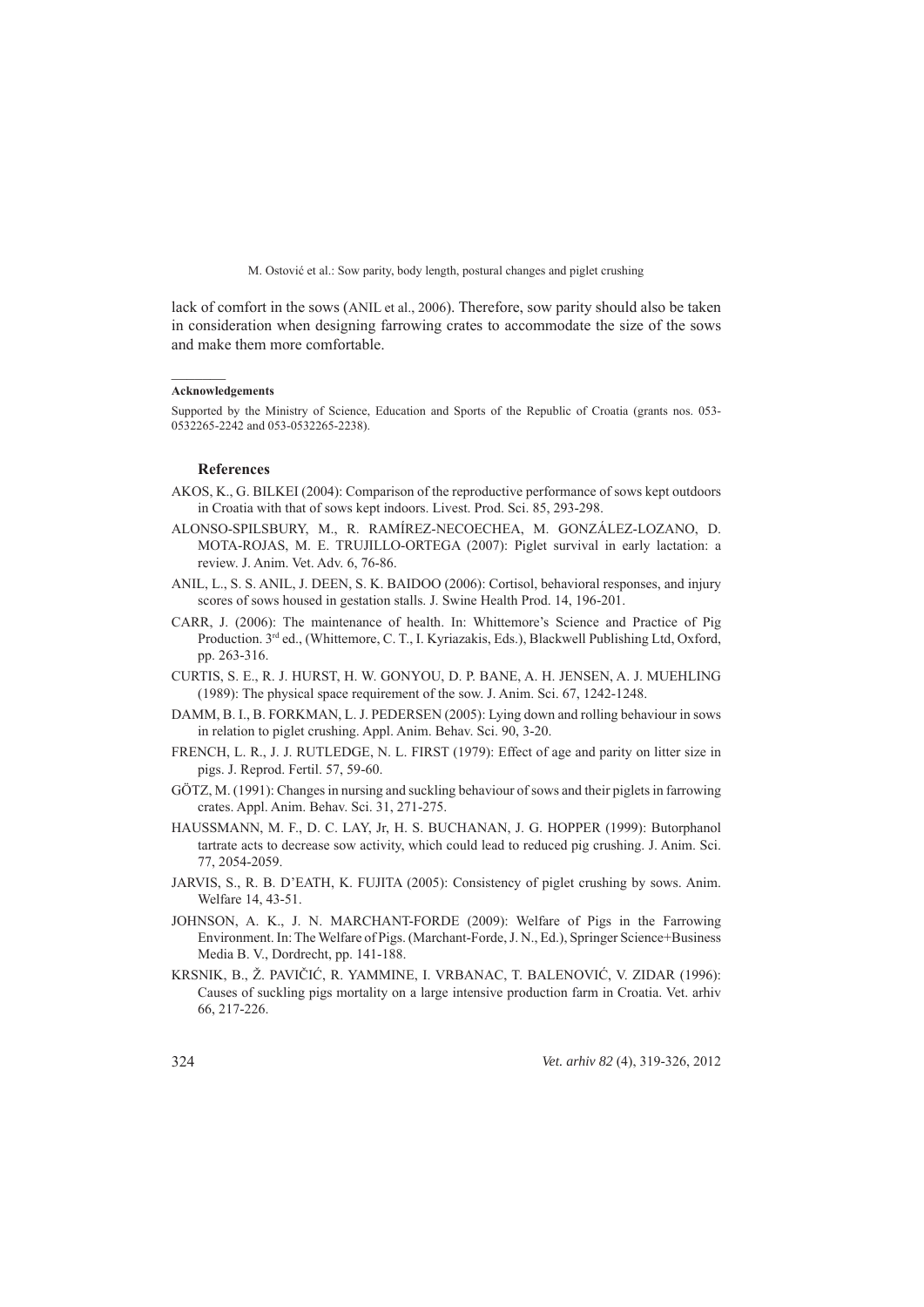lack of comfort in the sows (ANIL et al., 2006). Therefore, sow parity should also be taken in consideration when designing farrowing crates to accommodate the size of the sows and make them more comfortable.

---

**Acknowledgements**

Supported by the Ministry of Science, Education and Sports of the Republic of Croatia (grants nos. 053-0532265-2242 and 053-0532265-2238).

## References

AKOS, K., G. BILKEI (2004): Comparison of the reproductive performance of sows kept outdoors in Croatia with that of sows kept indoors. Livest. Prod. Sci. 85, 293-298.

ALONSO-SPILSBURY, M., R. RAMÍREZ-NECOECHEA, M. GONZÁLEZ-LOZANO, D. MOTA-ROJAS, M. E. TRUJILLO-ORTEGA (2007): Piglet survival in early lactation: a review. J. Anim. Vet. Adv. 6, 76-86.

ANIL, L., S. S. ANIL, J. DEEN, S. K. BAIDOO (2006): Cortisol, behavioral responses, and injury scores of sows housed in gestation stalls. J. Swine Health Prod. 14, 196-201.

CARR, J. (2006): The maintenance of health. In: Whittemore's Science and Practice of Pig Production. 3rd ed., (Whittemore, C. T., I. Kyriazakis, Eds.), Blackwell Publishing Ltd, Oxford, pp. 263-316.

CURTIS, S. E., R. J. HURST, H. W. GONYOU, D. P. BANE, A. H. JENSEN, A. J. MUEHLING (1989): The physical space requirement of the sow. J. Anim. Sci. 67, 1242-1248.

DAMM, B. I., B. FORKMAN, L. J. PEDERSEN (2005): Lying down and rolling behaviour in sows in relation to piglet crushing. Appl. Anim. Behav. Sci. 90, 3-20.

FRENCH, L. R., J. J. RUTLEDGE, N. L. FIRST (1979): Effect of age and parity on litter size in pigs. J. Reprod. Fertil. 57, 59-60.

GÖTZ, M. (1991): Changes in nursing and suckling behaviour of sows and their piglets in farrowing crates. Appl. Anim. Behav. Sci. 31, 271-275.

HAUSSMANN, M. F., D. C. LAY, Jr, H. S. BUCHANAN, J. G. HOPPER (1999): Butorphanol tartrate acts to decrease sow activity, which could lead to reduced pig crushing. J. Anim. Sci. 77, 2054-2059.

JARVIS, S., R. B. D'EATH, K. FUJITA (2005): Consistency of piglet crushing by sows. Anim. Welfare 14, 43-51.

JOHNSON, A. K., J. N. MARCHANT-FORDE (2009): Welfare of Pigs in the Farrowing Environment. In: The Welfare of Pigs. (Marchant-Forde, J. N., Ed.), Springer Science+Business Media B. V., Dordrecht, pp. 141-188.

KRSNIK, B., Ž. PAVIČIĆ, R. YAMMINE, I. VRBANAC, T. BALENOVIĆ, V. ZIDAR (1996): Causes of suckling pigs mortality on a large intensive production farm in Croatia. Vet. arhiv 66, 217-226.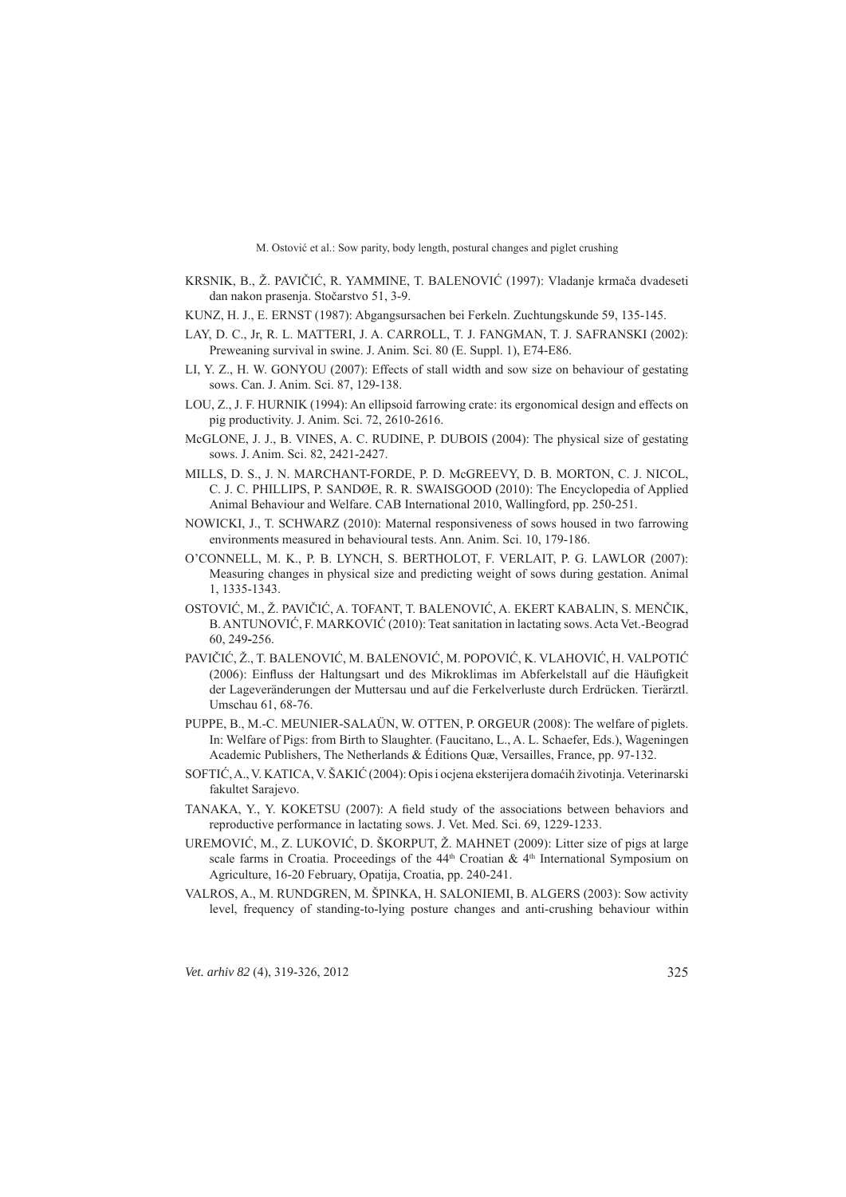KRSNIK, B., Ž. PAVIČIĆ, R. YAMMINE, T. BALENOVIĆ (1997): Vladanje krmača dvadeseti dan nakon prasenja. Stočarstvo 51, 3-9.

KUNZ, H. J., E. ERNST (1987): Abgangsursachen bei Ferkeln. Zuchtungskunde 59, 135-145.

LAY, D. C., Jr, R. L. MATTERI, J. A. CARROLL, T. J. FANGMAN, T. J. SAFRANSKI (2002): Preweaning survival in swine. J. Anim. Sci. 80 (E. Suppl. 1), E74-E86.

LI, Y. Z., H. W. GONYOU (2007): Effects of stall width and sow size on behaviour of gestating sows. Can. J. Anim. Sci. 87, 129-138.

LOU, Z., J. F. HURNIK (1994): An ellipsoid farrowing crate: its ergonomical design and effects on pig productivity. J. Anim. Sci. 72, 2610-2616.

McGLONE, J. J., B. VINES, A. C. RUDINE, P. DUBOIS (2004): The physical size of gestating sows. J. Anim. Sci. 82, 2421-2427.

MILLS, D. S., J. N. MARCHANT-FORDE, P. D. McGREEVY, D. B. MORTON, C. J. NICOL, C. J. C. PHILLIPS, P. SANDØE, R. R. SWAISGOOD (2010): The Encyclopedia of Applied Animal Behaviour and Welfare. CAB International 2010, Wallingford, pp. 250-251.

NOWICKI, J., T. SCHWARZ (2010): Maternal responsiveness of sows housed in two farrowing environments measured in behavioural tests. Ann. Anim. Sci. 10, 179-186.

O'CONNELL, M. K., P. B. LYNCH, S. BERTHOLOT, F. VERLAIT, P. G. LAWLOR (2007): Measuring changes in physical size and predicting weight of sows during gestation. Animal 1, 1335-1343.

OSTOVIĆ, M., Ž. PAVIČIĆ, A. TOFANT, T. BALENOVIĆ, A. EKERT KABALIN, S. MENČIK, B. ANTUNOVIĆ, F. MARKOVIĆ (2010): Teat sanitation in lactating sows. Acta Vet.-Beograd 60, 249-256.

PAVIČIĆ, Ž., T. BALENOVIĆ, M. BALENOVIĆ, M. POPOVIĆ, K. VLAHOVIĆ, H. VALPOTIĆ (2006): Einfluss der Haltungsart und des Mikroklimas im Abferkelstall auf die Häufigkeit der Lageveränderungen der Muttersau und auf die Ferkelverluste durch Erdrücken. Tierärztl. Umschau 61, 68-76.

PUPPE, B., M.-C. MEUNIER-SALAÜN, W. OTTEN, P. ORGEUR (2008): The welfare of piglets. In: Welfare of Pigs: from Birth to Slaughter. (Faucitano, L., A. L. Schaefer, Eds.), Wageningen Academic Publishers, The Netherlands & Éditions Quæ, Versailles, France, pp. 97-132.

SOFTIĆ, A., V. KATICA, V. ŠAKIĆ (2004): Opis i ocjena eksterijera domaćih životinja. Veterinarski fakultet Sarajevo.

TANAKA, Y., Y. KOKETSU (2007): A field study of the associations between behaviors and reproductive performance in lactating sows. J. Vet. Med. Sci. 69, 1229-1233.

UREMOVIĆ, M., Z. LUKOVIĆ, D. ŠKORPUT, Ž. MAHNET (2009): Litter size of pigs at large scale farms in Croatia. Proceedings of the 44th Croatian & 4th International Symposium on Agriculture, 16-20 February, Opatija, Croatia, pp. 240-241.

VALROS, A., M. RUNDGREN, M. ŠPINKA, H. SALONIEMI, B. ALGERS (2003): Sow activity level, frequency of standing-to-lying posture changes and anti-crushing behaviour within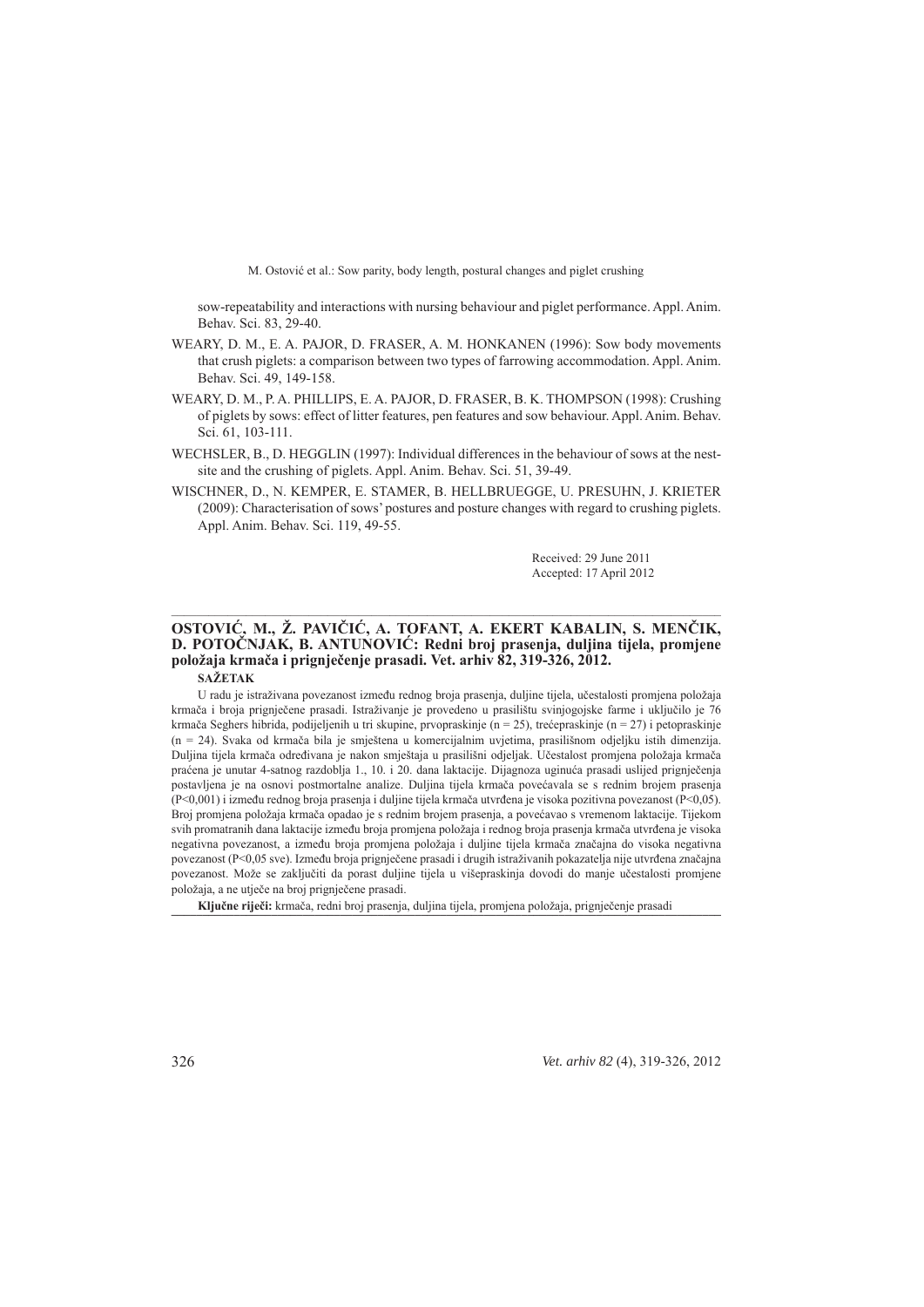sow-repeatability and interactions with nursing behaviour and piglet performance. Appl. Anim. Behav. Sci. 83, 29-40.

WEARY, D. M., E. A. PAJOR, D. FRASER, A. M. HONKANEN (1996): Sow body movements that crush piglets: a comparison between two types of farrowing accommodation. Appl. Anim. Behav. Sci. 49, 149-158.

WEARY, D. M., P. A. PHILLIPS, E. A. PAJOR, D. FRASER, B. K. THOMPSON (1998): Crushing of piglets by sows: effect of litter features, pen features and sow behaviour. Appl. Anim. Behav. Sci. 61, 103-111.

WECHSLER, B., D. HEGGLIN (1997): Individual differences in the behaviour of sows at the nest-site and the crushing of piglets. Appl. Anim. Behav. Sci. 51, 39-49.

WISCHNER, D., N. KEMPER, E. STAMER, B. HELLBRUEGGE, U. PRESUHN, J. KRIETER (2009): Characterisation of sows' postures and posture changes with regard to crushing piglets. Appl. Anim. Behav. Sci. 119, 49-55.

Received: 29 June 2011
Accepted: 17 April 2012

---

**OSTOVIĆ, M., Ž. PAVIČIĆ, A. TOFANT, A. EKERT KABALIN, S. MENČIK, D. POTOČNJAK, B. ANTUNOVIĆ: Redni broj prasenja, duljina tijela, promjene položaja krmača i prignječenje prasadi. Vet. arhiv 82, 319-326, 2012.**

**SAŽETAK**

U radu je istraživana povezanost između rednog broja prasenja, duljine tijela, učestalosti promjena položaja krmača i broja prignječene prasadi. Istraživanje je provedeno u prasilištu svinjogojske farme i uključilo je 76 krmača Seghers hibrida, podijeljenih u tri skupine, prvopraskinje (n = 25), trećepraskinje (n = 27) i petopraskinje (n = 24). Svaka od krmača bila je smještena u komercijalnim uvjetima, prasilišnom odjeljku istih dimenzija. Duljina tijela krmača određivana je nakon smještaja u prasilišni odjeljak. Učestalost promjena položaja krmača praćena je unutar 4-satnog razdoblja 1., 10. i 20. dana laktacije. Dijagnoza uginuća prasadi uslijed prignječenja postavljena je na osnovi postmortalne analize. Duljina tijela krmača povećavala se s rednim brojem prasenja (P<0,001) i između rednog broja prasenja i duljine tijela krmača utvrđena je visoka pozitivna povezanost (P<0,05). Broj promjena položaja krmača opadao je s rednim brojem prasenja, a povećavao s vremenom laktacije. Tijekom svih promatranih dana laktacije između broja promjena položaja i rednog broja prasenja krmača utvrđena je visoka negativna povezanost, a između broja promjena položaja i duljine tijela krmača značajna do visoka negativna povezanost (P<0,05 sve). Između broja prignječene prasadi i drugih istraživanih pokazatelja nije utvrđena značajna povezanost. Može se zaključiti da porast duljine tijela u višepraskinja dovodi do manje učestalosti promjene položaja, a ne utječe na broj prignječene prasadi.

**Ključne riječi:** krmača, redni broj prasenja, duljina tijela, promjena položaja, prignječenje prasadi